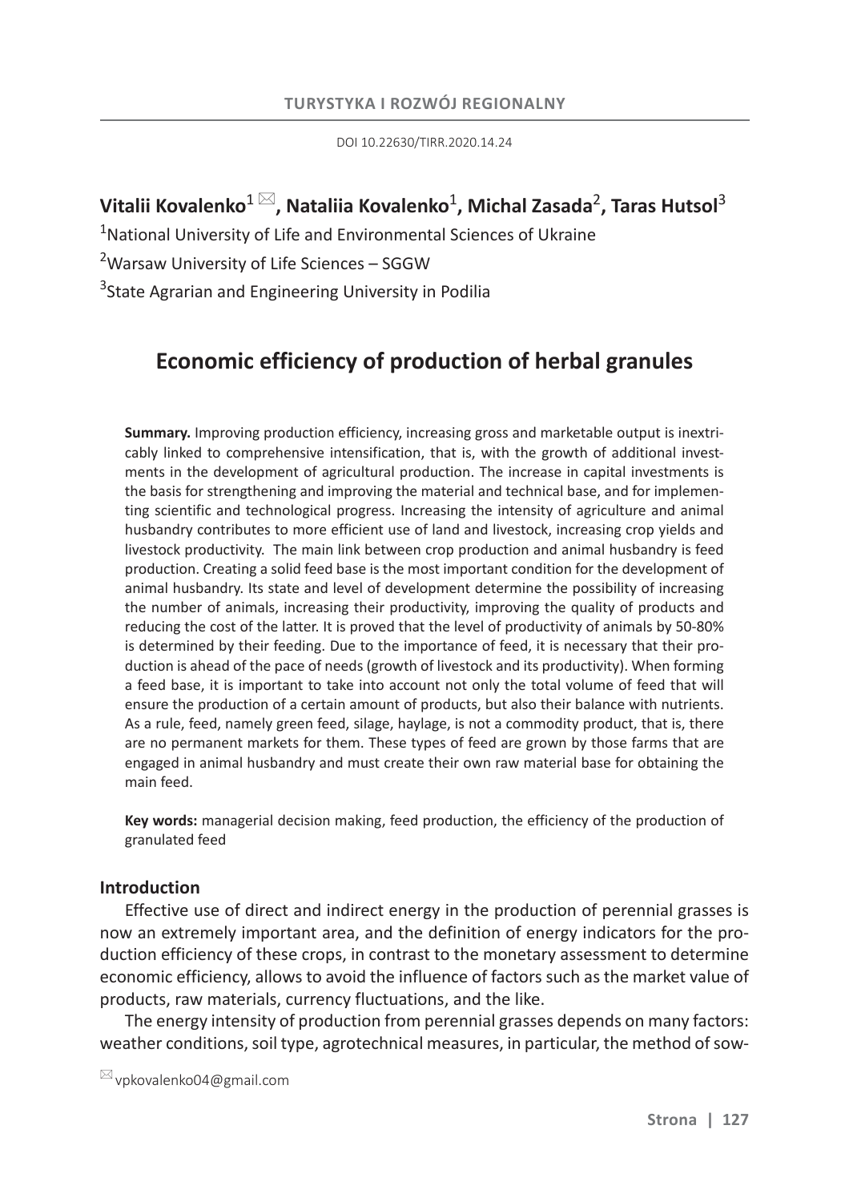DOI 10.22630/TIRR.2020.14.24

**Vitalii Kovalenko**[1] ✉**, Nataliia Kovalenko**[1]**, Michal Zasada**[2]**, Taras Hutsol**[3]

[1]National University of Life and Environmental Sciences of Ukraine

[2]Warsaw University of Life Sciences – SGGW

[3]State Agrarian and Engineering University in Podilia

# Economic efficiency of production of herbal granules

**Summary.** Improving production efficiency, increasing gross and marketable output is inextricably linked to comprehensive intensification, that is, with the growth of additional investments in the development of agricultural production. The increase in capital investments is the basis for strengthening and improving the material and technical base, and for implementing scientific and technological progress. Increasing the intensity of agriculture and animal husbandry contributes to more efficient use of land and livestock, increasing crop yields and livestock productivity. The main link between crop production and animal husbandry is feed production. Creating a solid feed base is the most important condition for the development of animal husbandry. Its state and level of development determine the possibility of increasing the number of animals, increasing their productivity, improving the quality of products and reducing the cost of the latter. It is proved that the level of productivity of animals by 50-80% is determined by their feeding. Due to the importance of feed, it is necessary that their production is ahead of the pace of needs (growth of livestock and its productivity). When forming a feed base, it is important to take into account not only the total volume of feed that will ensure the production of a certain amount of products, but also their balance with nutrients. As a rule, feed, namely green feed, silage, haylage, is not a commodity product, that is, there are no permanent markets for them. These types of feed are grown by those farms that are engaged in animal husbandry and must create their own raw material base for obtaining the main feed.

**Key words:** managerial decision making, feed production, the efficiency of the production of granulated feed

## Introduction

Effective use of direct and indirect energy in the production of perennial grasses is now an extremely important area, and the definition of energy indicators for the production efficiency of these crops, in contrast to the monetary assessment to determine economic efficiency, allows to avoid the influence of factors such as the market value of products, raw materials, currency fluctuations, and the like.

The energy intensity of production from perennial grasses depends on many factors: weather conditions, soil type, agrotechnical measures, in particular, the method of sow-

✉ vpkovalenko04@gmail.com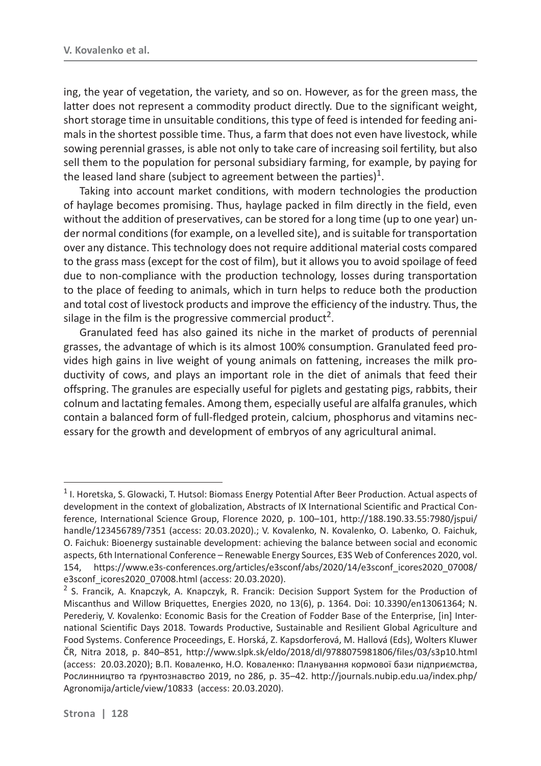ing, the year of vegetation, the variety, and so on. However, as for the green mass, the latter does not represent a commodity product directly. Due to the significant weight, short storage time in unsuitable conditions, this type of feed is intended for feeding animals in the shortest possible time. Thus, a farm that does not even have livestock, while sowing perennial grasses, is able not only to take care of increasing soil fertility, but also sell them to the population for personal subsidiary farming, for example, by paying for the leased land share (subject to agreement between the parties)[1].

Taking into account market conditions, with modern technologies the production of haylage becomes promising. Thus, haylage packed in film directly in the field, even without the addition of preservatives, can be stored for a long time (up to one year) under normal conditions (for example, on a levelled site), and is suitable for transportation over any distance. This technology does not require additional material costs compared to the grass mass (except for the cost of film), but it allows you to avoid spoilage of feed due to non-compliance with the production technology, losses during transportation to the place of feeding to animals, which in turn helps to reduce both the production and total cost of livestock products and improve the efficiency of the industry. Thus, the silage in the film is the progressive commercial product[2].

Granulated feed has also gained its niche in the market of products of perennial grasses, the advantage of which is its almost 100% consumption. Granulated feed provides high gains in live weight of young animals on fattening, increases the milk productivity of cows, and plays an important role in the diet of animals that feed their offspring. The granules are especially useful for piglets and gestating pigs, rabbits, their colnum and lactating females. Among them, especially useful are alfalfa granules, which contain a balanced form of full-fledged protein, calcium, phosphorus and vitamins necessary for the growth and development of embryos of any agricultural animal.

---

[1] I. Horetska, S. Glowacki, T. Hutsol: Biomass Energy Potential After Beer Production. Actual aspects of development in the context of globalization, Abstracts of IX International Scientific and Practical Conference, International Science Group, Florence 2020, p. 100–101, http://188.190.33.55:7980/jspui/handle/123456789/7351 (access: 20.03.2020).; V. Kovalenko, N. Kovalenko, O. Labenko, O. Faichuk, O. Faichuk: Bioenergy sustainable development: achieving the balance between social and economic aspects, 6th International Conference – Renewable Energy Sources, E3S Web of Conferences 2020, vol. 154, https://www.e3s-conferences.org/articles/e3sconf/abs/2020/14/e3sconf_icores2020_07008/e3sconf_icores2020_07008.html (access: 20.03.2020).

[2] S. Francik, A. Knapczyk, A. Knapczyk, R. Francik: Decision Support System for the Production of Miscanthus and Willow Briquettes, Energies 2020, no 13(6), p. 1364. Doi: 10.3390/en13061364; N. Perederiy, V. Kovalenko: Economic Basis for the Creation of Fodder Base of the Enterprise, [in] International Scientific Days 2018. Towards Productive, Sustainable and Resilient Global Agriculture and Food Systems. Conference Proceedings, E. Horská, Z. Kapsdorferová, M. Hallová (Eds), Wolters Kluwer ČR, Nitra 2018, p. 840–851, http://www.slpk.sk/eldo/2018/dl/9788075981806/files/03/s3p10.html (access: 20.03.2020); В.П. Коваленко, Н.О. Коваленко: Планування кормової бази підприємства, Рослинництво та ґрунтознавство 2019, no 286, p. 35–42. http://journals.nubip.edu.ua/index.php/Agronomija/article/view/10833 (access: 20.03.2020).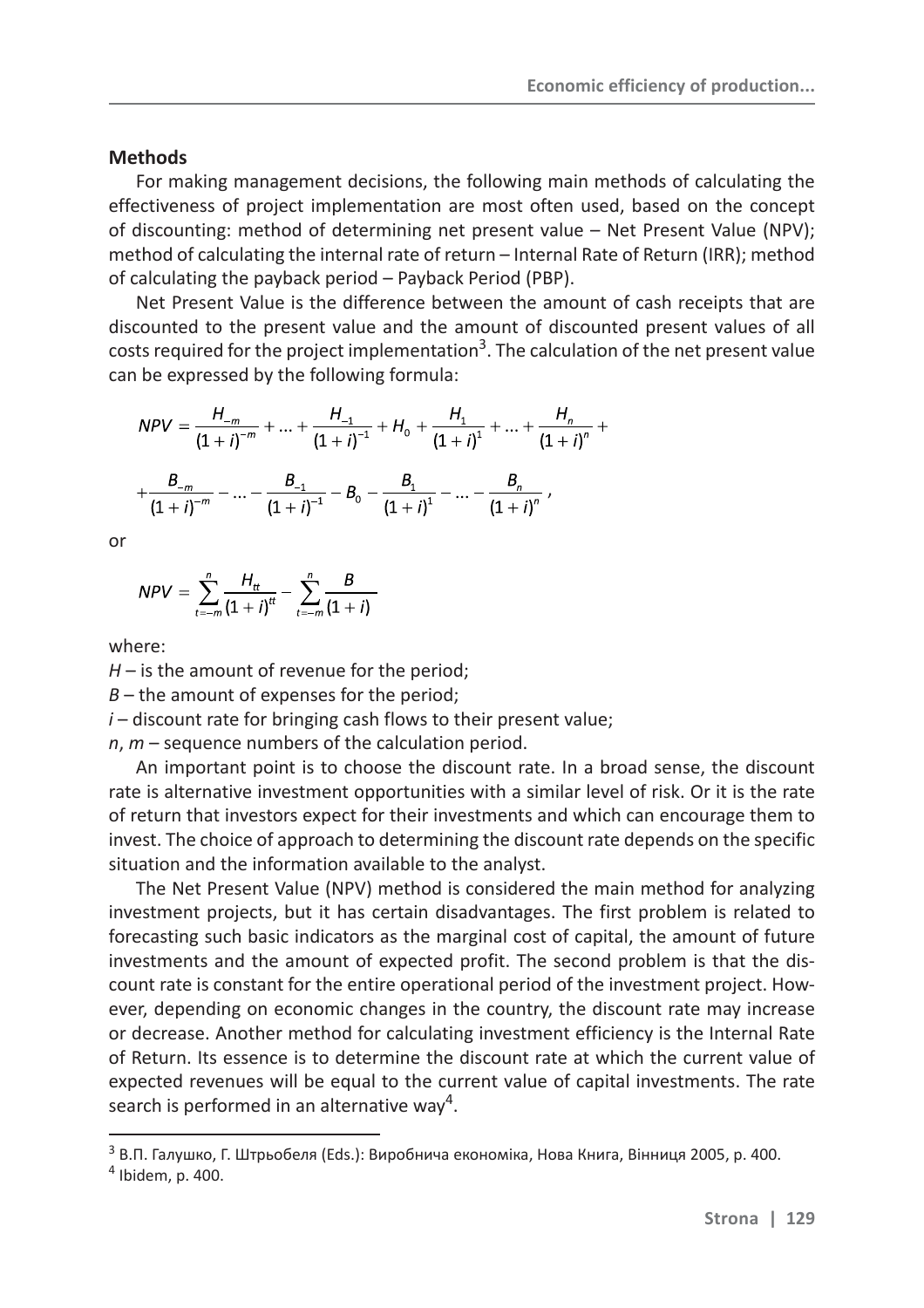## Methods

For making management decisions, the following main methods of calculating the effectiveness of project implementation are most often used, based on the concept of discounting: method of determining net present value – Net Present Value (NPV); method of calculating the internal rate of return – Internal Rate of Return (IRR); method of calculating the payback period – Payback Period (PBP).

Net Present Value is the difference between the amount of cash receipts that are discounted to the present value and the amount of discounted present values of all costs required for the project implementation[3]. The calculation of the net present value can be expressed by the following formula:

$$NPV = \frac{H_{-m}}{(1+i)^{-m}} + ... + \frac{H_{-1}}{(1+i)^{-1}} + H_0 + \frac{H_1}{(1+i)^1} + ... + \frac{H_n}{(1+i)^n} +$$

$$+ \frac{B_{-m}}{(1+i)^{-m}} - ... - \frac{B_{-1}}{(1+i)^{-1}} - B_0 - \frac{B_1}{(1+i)^1} - ... - \frac{B_n}{(1+i)^n},$$

or

$$NPV = \sum_{t=-m}^{n} \frac{H_{tt}}{(1+i)^{tt}} - \sum_{t=-m}^{n} \frac{B}{(1+i)}$$

where:

$H$ – is the amount of revenue for the period;

$B$ – the amount of expenses for the period;

$i$ – discount rate for bringing cash flows to their present value;

$n$, $m$ – sequence numbers of the calculation period.

An important point is to choose the discount rate. In a broad sense, the discount rate is alternative investment opportunities with a similar level of risk. Or it is the rate of return that investors expect for their investments and which can encourage them to invest. The choice of approach to determining the discount rate depends on the specific situation and the information available to the analyst.

The Net Present Value (NPV) method is considered the main method for analyzing investment projects, but it has certain disadvantages. The first problem is related to forecasting such basic indicators as the marginal cost of capital, the amount of future investments and the amount of expected profit. The second problem is that the discount rate is constant for the entire operational period of the investment project. However, depending on economic changes in the country, the discount rate may increase or decrease. Another method for calculating investment efficiency is the Internal Rate of Return. Its essence is to determine the discount rate at which the current value of expected revenues will be equal to the current value of capital investments. The rate search is performed in an alternative way[4].

---

[3] В.П. Галушко, Г. Штрьобеля (Eds.): Виробнича економіка, Нова Книга, Вінниця 2005, p. 400.

[4] Ibidem, p. 400.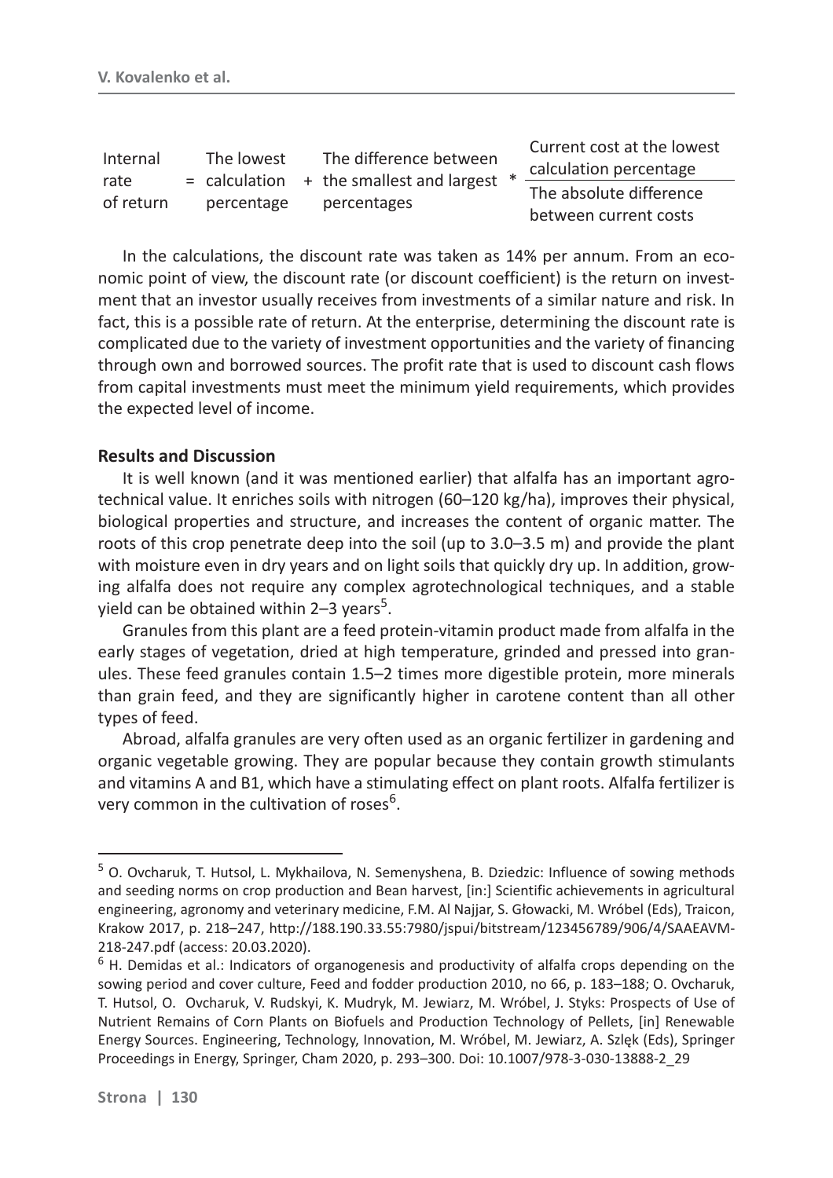$$\text{Internal rate of return} = \text{The lowest calculation percentage} + \text{The difference between the smallest and largest percentages} * \frac{\text{Current cost at the lowest calculation percentage}}{\text{The absolute difference between current costs}}$$

In the calculations, the discount rate was taken as 14% per annum. From an economic point of view, the discount rate (or discount coefficient) is the return on investment that an investor usually receives from investments of a similar nature and risk. In fact, this is a possible rate of return. At the enterprise, determining the discount rate is complicated due to the variety of investment opportunities and the variety of financing through own and borrowed sources. The profit rate that is used to discount cash flows from capital investments must meet the minimum yield requirements, which provides the expected level of income.

**Results and Discussion**

It is well known (and it was mentioned earlier) that alfalfa has an important agrotechnical value. It enriches soils with nitrogen (60–120 kg/ha), improves their physical, biological properties and structure, and increases the content of organic matter. The roots of this crop penetrate deep into the soil (up to 3.0–3.5 m) and provide the plant with moisture even in dry years and on light soils that quickly dry up. In addition, growing alfalfa does not require any complex agrotechnological techniques, and a stable yield can be obtained within 2–3 years[5].

Granules from this plant are a feed protein-vitamin product made from alfalfa in the early stages of vegetation, dried at high temperature, grinded and pressed into granules. These feed granules contain 1.5–2 times more digestible protein, more minerals than grain feed, and they are significantly higher in carotene content than all other types of feed.

Abroad, alfalfa granules are very often used as an organic fertilizer in gardening and organic vegetable growing. They are popular because they contain growth stimulants and vitamins A and B1, which have a stimulating effect on plant roots. Alfalfa fertilizer is very common in the cultivation of roses[6].

---

[5] O. Ovcharuk, T. Hutsol, L. Mykhailova, N. Semenyshena, B. Dziedzic: Influence of sowing methods and seeding norms on crop production and Bean harvest, [in:] Scientific achievements in agricultural engineering, agronomy and veterinary medicine, F.M. Al Najjar, S. Głowacki, M. Wróbel (Eds), Traicon, Krakow 2017, p. 218–247, http://188.190.33.55:7980/jspui/bitstream/123456789/906/4/SAAEAVM-218-247.pdf (access: 20.03.2020).

[6] H. Demidas et al.: Indicators of organogenesis and productivity of alfalfa crops depending on the sowing period and cover culture, Feed and fodder production 2010, no 66, p. 183–188; O. Ovcharuk, T. Hutsol, O. Ovcharuk, V. Rudskyi, K. Mudryk, M. Jewiarz, M. Wróbel, J. Styks: Prospects of Use of Nutrient Remains of Corn Plants on Biofuels and Production Technology of Pellets, [in] Renewable Energy Sources. Engineering, Technology, Innovation, M. Wróbel, M. Jewiarz, A. Szlęk (Eds), Springer Proceedings in Energy, Springer, Cham 2020, p. 293–300. Doi: 10.1007/978-3-030-13888-2_29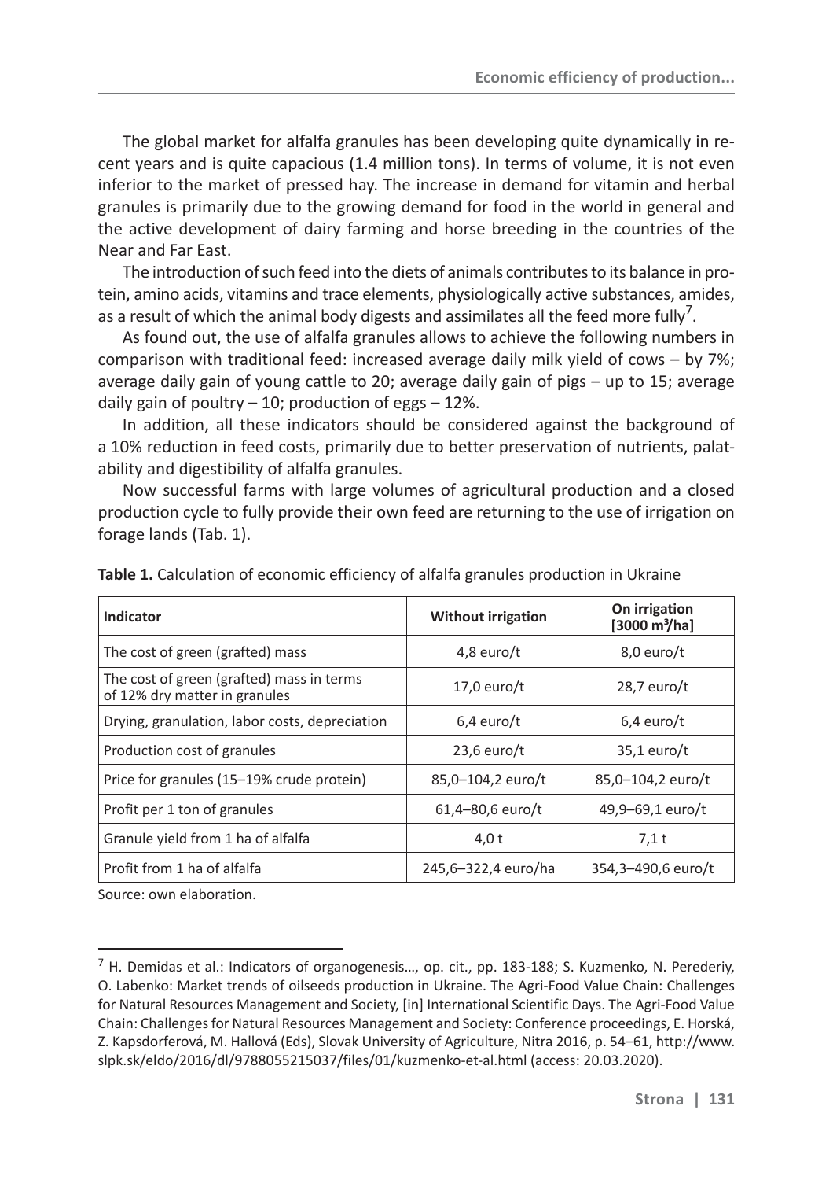The global market for alfalfa granules has been developing quite dynamically in recent years and is quite capacious (1.4 million tons). In terms of volume, it is not even inferior to the market of pressed hay. The increase in demand for vitamin and herbal granules is primarily due to the growing demand for food in the world in general and the active development of dairy farming and horse breeding in the countries of the Near and Far East.

The introduction of such feed into the diets of animals contributes to its balance in protein, amino acids, vitamins and trace elements, physiologically active substances, amides, as a result of which the animal body digests and assimilates all the feed more fully[7].

As found out, the use of alfalfa granules allows to achieve the following numbers in comparison with traditional feed: increased average daily milk yield of cows – by 7%; average daily gain of young cattle to 20; average daily gain of pigs – up to 15; average daily gain of poultry – 10; production of eggs – 12%.

In addition, all these indicators should be considered against the background of a 10% reduction in feed costs, primarily due to better preservation of nutrients, palatability and digestibility of alfalfa granules.

Now successful farms with large volumes of agricultural production and a closed production cycle to fully provide their own feed are returning to the use of irrigation on forage lands (Tab. 1).

**Table 1.** Calculation of economic efficiency of alfalfa granules production in Ukraine

| Indicator | Without irrigation | On irrigation [3000 m³/ha] |
|---|---|---|
| The cost of green (grafted) mass | 4,8 euro/t | 8,0 euro/t |
| The cost of green (grafted) mass in terms of 12% dry matter in granules | 17,0 euro/t | 28,7 euro/t |
| Drying, granulation, labor costs, depreciation | 6,4 euro/t | 6,4 euro/t |
| Production cost of granules | 23,6 euro/t | 35,1 euro/t |
| Price for granules (15–19% crude protein) | 85,0–104,2 euro/t | 85,0–104,2 euro/t |
| Profit per 1 ton of granules | 61,4–80,6 euro/t | 49,9–69,1 euro/t |
| Granule yield from 1 ha of alfalfa | 4,0 t | 7,1 t |
| Profit from 1 ha of alfalfa | 245,6–322,4 euro/ha | 354,3–490,6 euro/t |

Source: own elaboration.

[7] H. Demidas et al.: Indicators of organogenesis..., op. cit., pp. 183-188; S. Kuzmenko, N. Perederiy, O. Labenko: Market trends of oilseeds production in Ukraine. The Agri-Food Value Chain: Challenges for Natural Resources Management and Society, [in] International Scientific Days. The Agri-Food Value Chain: Challenges for Natural Resources Management and Society: Conference proceedings, E. Horská, Z. Kapsdorferová, M. Hallová (Eds), Slovak University of Agriculture, Nitra 2016, p. 54–61, http://www.slpk.sk/eldo/2016/dl/9788055215037/files/01/kuzmenko-et-al.html (access: 20.03.2020).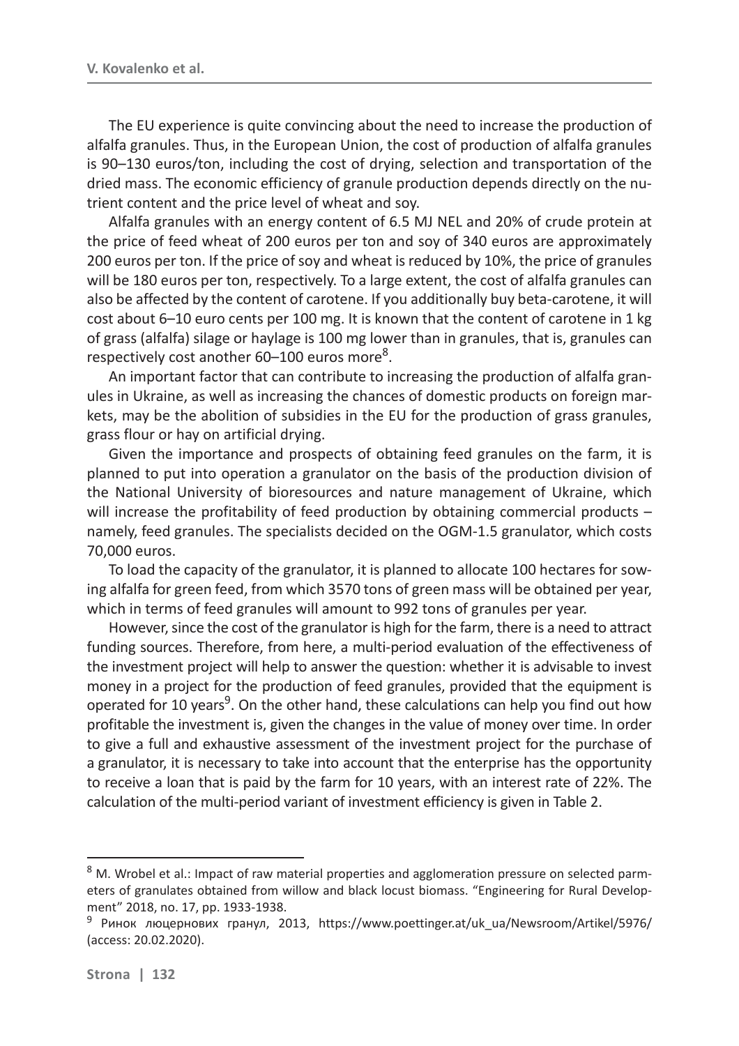The EU experience is quite convincing about the need to increase the production of alfalfa granules. Thus, in the European Union, the cost of production of alfalfa granules is 90–130 euros/ton, including the cost of drying, selection and transportation of the dried mass. The economic efficiency of granule production depends directly on the nutrient content and the price level of wheat and soy.

Alfalfa granules with an energy content of 6.5 MJ NEL and 20% of crude protein at the price of feed wheat of 200 euros per ton and soy of 340 euros are approximately 200 euros per ton. If the price of soy and wheat is reduced by 10%, the price of granules will be 180 euros per ton, respectively. To a large extent, the cost of alfalfa granules can also be affected by the content of carotene. If you additionally buy beta-carotene, it will cost about 6–10 euro cents per 100 mg. It is known that the content of carotene in 1 kg of grass (alfalfa) silage or haylage is 100 mg lower than in granules, that is, granules can respectively cost another 60–100 euros more[8].

An important factor that can contribute to increasing the production of alfalfa granules in Ukraine, as well as increasing the chances of domestic products on foreign markets, may be the abolition of subsidies in the EU for the production of grass granules, grass flour or hay on artificial drying.

Given the importance and prospects of obtaining feed granules on the farm, it is planned to put into operation a granulator on the basis of the production division of the National University of bioresources and nature management of Ukraine, which will increase the profitability of feed production by obtaining commercial products – namely, feed granules. The specialists decided on the OGM-1.5 granulator, which costs 70,000 euros.

To load the capacity of the granulator, it is planned to allocate 100 hectares for sowing alfalfa for green feed, from which 3570 tons of green mass will be obtained per year, which in terms of feed granules will amount to 992 tons of granules per year.

However, since the cost of the granulator is high for the farm, there is a need to attract funding sources. Therefore, from here, a multi-period evaluation of the effectiveness of the investment project will help to answer the question: whether it is advisable to invest money in a project for the production of feed granules, provided that the equipment is operated for 10 years[9]. On the other hand, these calculations can help you find out how profitable the investment is, given the changes in the value of money over time. In order to give a full and exhaustive assessment of the investment project for the purchase of a granulator, it is necessary to take into account that the enterprise has the opportunity to receive a loan that is paid by the farm for 10 years, with an interest rate of 22%. The calculation of the multi-period variant of investment efficiency is given in Table 2.

---

[8] M. Wrobel et al.: Impact of raw material properties and agglomeration pressure on selected parmeters of granulates obtained from willow and black locust biomass. "Engineering for Rural Development" 2018, no. 17, pp. 1933-1938.

[9] Ринок люцернових гранул, 2013, https://www.poettinger.at/uk_ua/Newsroom/Artikel/5976/ (access: 20.02.2020).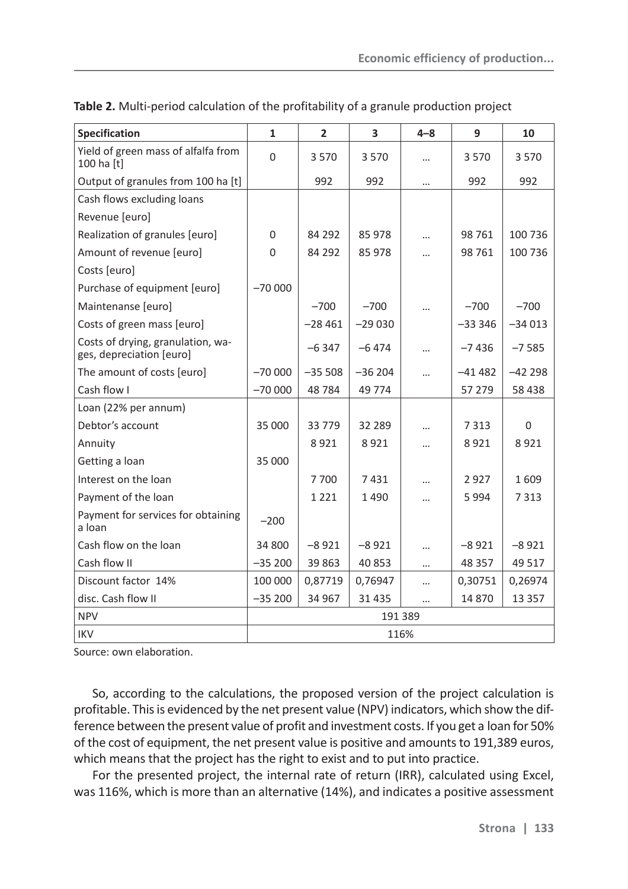**Table 2.** Multi-period calculation of the profitability of a granule production project

| Specification | 1 | 2 | 3 | 4–8 | 9 | 10 |
|---|---|---|---|---|---|---|
| Yield of green mass of alfalfa from 100 ha [t] | 0 | 3 570 | 3 570 | ... | 3 570 | 3 570 |
| Output of granules from 100 ha [t] | | 992 | 992 | ... | 992 | 992 |
| Cash flows excluding loans | | | | | | |
| Revenue [euro] | | | | | | |
| Realization of granules [euro] | 0 | 84 292 | 85 978 | ... | 98 761 | 100 736 |
| Amount of revenue [euro] | 0 | 84 292 | 85 978 | ... | 98 761 | 100 736 |
| Costs [euro] | | | | | | |
| Purchase of equipment [euro] | –70 000 | | | | | |
| Maintenanse [euro] | | –700 | –700 | ... | –700 | –700 |
| Costs of green mass [euro] | | –28 461 | –29 030 | | –33 346 | –34 013 |
| Costs of drying, granulation, wages, depreciation [euro] | | –6 347 | –6 474 | ... | –7 436 | –7 585 |
| The amount of costs [euro] | –70 000 | –35 508 | –36 204 | ... | –41 482 | –42 298 |
| Cash flow I | –70 000 | 48 784 | 49 774 | | 57 279 | 58 438 |
| Loan (22% per annum) | | | | | | |
| Debtor's account | 35 000 | 33 779 | 32 289 | ... | 7 313 | 0 |
| Annuity | | 8 921 | 8 921 | ... | 8 921 | 8 921 |
| Getting a loan | 35 000 | | | | | |
| Interest on the loan | | 7 700 | 7 431 | ... | 2 927 | 1 609 |
| Payment of the loan | | 1 221 | 1 490 | ... | 5 994 | 7 313 |
| Payment for services for obtaining a loan | –200 | | | | | |
| Cash flow on the loan | 34 800 | –8 921 | –8 921 | ... | –8 921 | –8 921 |
| Cash flow II | –35 200 | 39 863 | 40 853 | ... | 48 357 | 49 517 |
| Discount factor 14% | 100 000 | 0,87719 | 0,76947 | ... | 0,30751 | 0,26974 |
| disc. Cash flow II | –35 200 | 34 967 | 31 435 | ... | 14 870 | 13 357 |
| NPV | 191 389 | | | | | |
| IKV | 116% | | | | | |

Source: own elaboration.

So, according to the calculations, the proposed version of the project calculation is profitable. This is evidenced by the net present value (NPV) indicators, which show the difference between the present value of profit and investment costs. If you get a loan for 50% of the cost of equipment, the net present value is positive and amounts to 191,389 euros, which means that the project has the right to exist and to put into practice.

For the presented project, the internal rate of return (IRR), calculated using Excel, was 116%, which is more than an alternative (14%), and indicates a positive assessment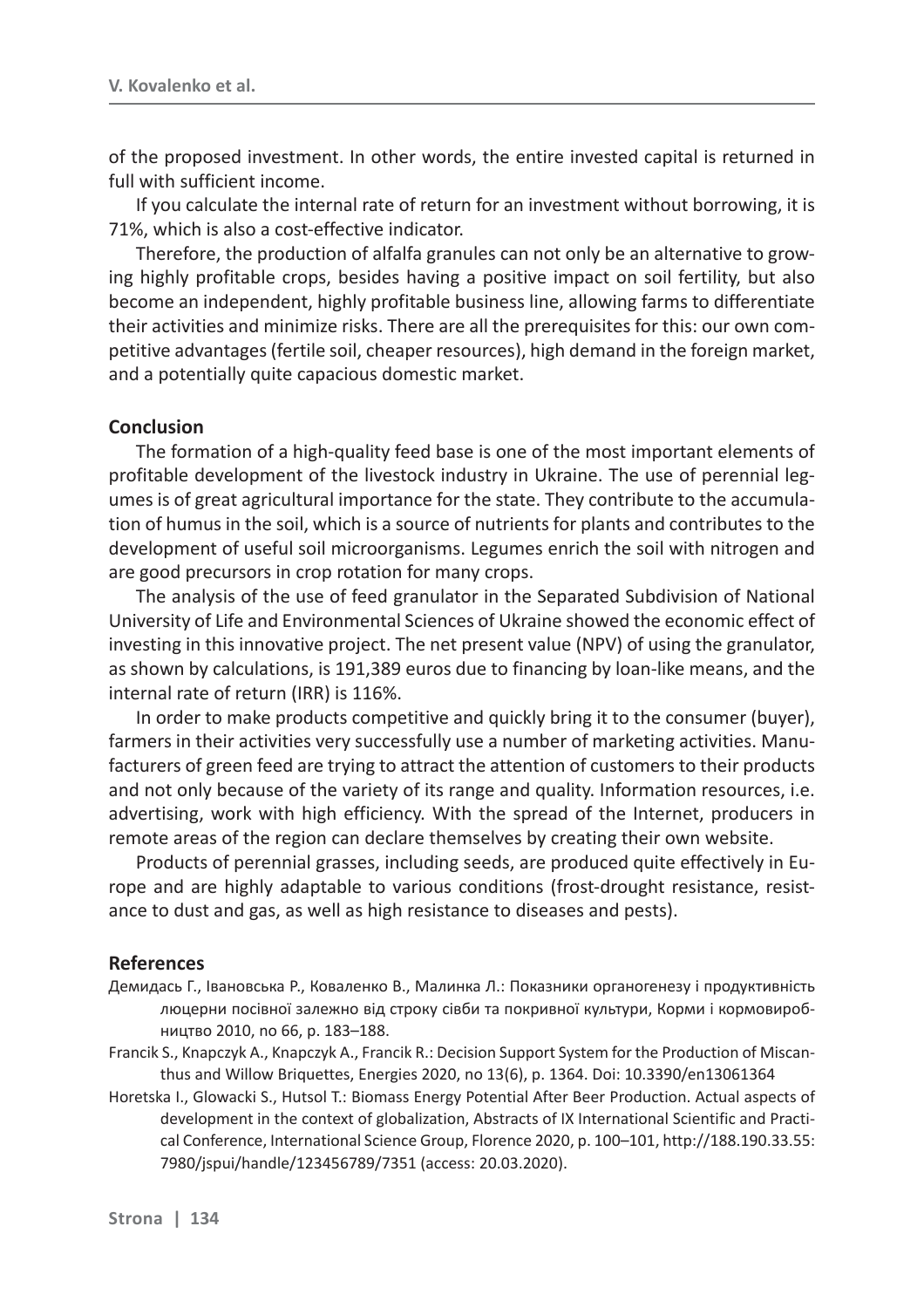of the proposed investment. In other words, the entire invested capital is returned in full with sufficient income.

If you calculate the internal rate of return for an investment without borrowing, it is 71%, which is also a cost-effective indicator.

Therefore, the production of alfalfa granules can not only be an alternative to growing highly profitable crops, besides having a positive impact on soil fertility, but also become an independent, highly profitable business line, allowing farms to differentiate their activities and minimize risks. There are all the prerequisites for this: our own competitive advantages (fertile soil, cheaper resources), high demand in the foreign market, and a potentially quite capacious domestic market.

## Conclusion

The formation of a high-quality feed base is one of the most important elements of profitable development of the livestock industry in Ukraine. The use of perennial legumes is of great agricultural importance for the state. They contribute to the accumulation of humus in the soil, which is a source of nutrients for plants and contributes to the development of useful soil microorganisms. Legumes enrich the soil with nitrogen and are good precursors in crop rotation for many crops.

The analysis of the use of feed granulator in the Separated Subdivision of National University of Life and Environmental Sciences of Ukraine showed the economic effect of investing in this innovative project. The net present value (NPV) of using the granulator, as shown by calculations, is 191,389 euros due to financing by loan-like means, and the internal rate of return (IRR) is 116%.

In order to make products competitive and quickly bring it to the consumer (buyer), farmers in their activities very successfully use a number of marketing activities. Manufacturers of green feed are trying to attract the attention of customers to their products and not only because of the variety of its range and quality. Information resources, i.e. advertising, work with high efficiency. With the spread of the Internet, producers in remote areas of the region can declare themselves by creating their own website.

Products of perennial grasses, including seeds, are produced quite effectively in Europe and are highly adaptable to various conditions (frost-drought resistance, resistance to dust and gas, as well as high resistance to diseases and pests).

## References

Демидась Г., Івановська Р., Коваленко В., Малинка Л.: Показники органогенезу і продуктивність люцерни посівної залежно від строку сівби та покривної культури, Корми і кормовиробництво 2010, no 66, p. 183–188.

Francik S., Knapczyk A., Knapczyk A., Francik R.: Decision Support System for the Production of Miscanthus and Willow Briquettes, Energies 2020, no 13(6), p. 1364. Doi: 10.3390/en13061364

Horetska I., Glowacki S., Hutsol T.: Biomass Energy Potential After Beer Production. Actual aspects of development in the context of globalization, Abstracts of IX International Scientific and Practical Conference, International Science Group, Florence 2020, p. 100–101, http://188.190.33.55:7980/jspui/handle/123456789/7351 (access: 20.03.2020).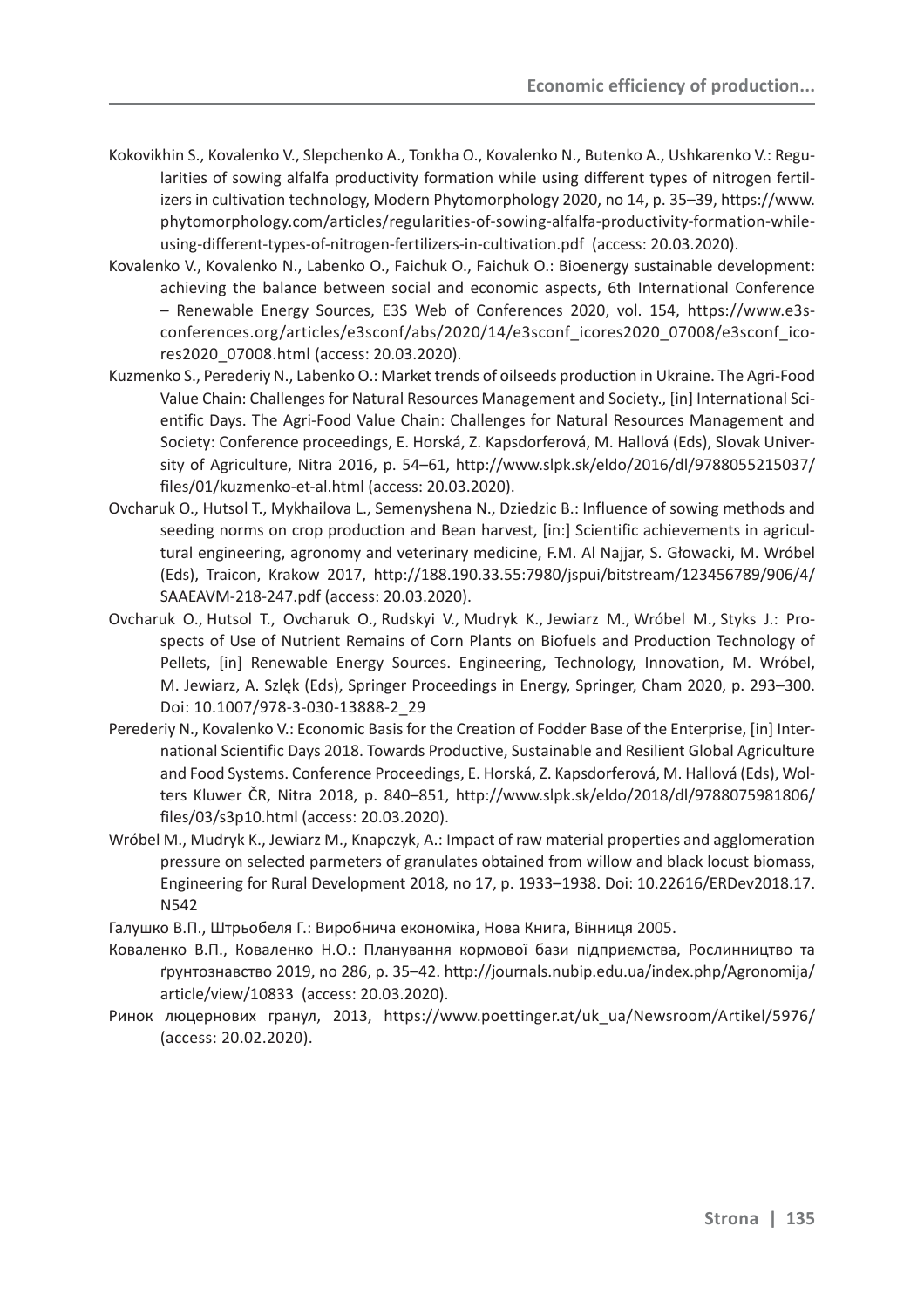Kokovikhin S., Kovalenko V., Slepchenko A., Tonkha O., Kovalenko N., Butenko A., Ushkarenko V.: Regularities of sowing alfalfa productivity formation while using different types of nitrogen fertilizers in cultivation technology, Modern Phytomorphology 2020, no 14, p. 35–39, https://www.phytomorphology.com/articles/regularities-of-sowing-alfalfa-productivity-formation-while-using-different-types-of-nitrogen-fertilizers-in-cultivation.pdf (access: 20.03.2020).

Kovalenko V., Kovalenko N., Labenko O., Faichuk O., Faichuk O.: Bioenergy sustainable development: achieving the balance between social and economic aspects, 6th International Conference – Renewable Energy Sources, E3S Web of Conferences 2020, vol. 154, https://www.e3s-conferences.org/articles/e3sconf/abs/2020/14/e3sconf_icores2020_07008/e3sconf_icores2020_07008.html (access: 20.03.2020).

Kuzmenko S., Perederiy N., Labenko O.: Market trends of oilseeds production in Ukraine. The Agri-Food Value Chain: Challenges for Natural Resources Management and Society., [in] International Scientific Days. The Agri-Food Value Chain: Challenges for Natural Resources Management and Society: Conference proceedings, E. Horská, Z. Kapsdorferová, M. Hallová (Eds), Slovak University of Agriculture, Nitra 2016, p. 54–61, http://www.slpk.sk/eldo/2016/dl/9788055215037/files/01/kuzmenko-et-al.html (access: 20.03.2020).

Ovcharuk O., Hutsol T., Mykhailova L., Semenyshena N., Dziedzic B.: Influence of sowing methods and seeding norms on crop production and Bean harvest, [in:] Scientific achievements in agricultural engineering, agronomy and veterinary medicine, F.M. Al Najjar, S. Głowacki, M. Wróbel (Eds), Traicon, Krakow 2017, http://188.190.33.55:7980/jspui/bitstream/123456789/906/4/SAAEAVM-218-247.pdf (access: 20.03.2020).

Ovcharuk O., Hutsol T., Ovcharuk O., Rudskyi V., Mudryk K., Jewiarz M., Wróbel M., Styks J.: Prospects of Use of Nutrient Remains of Corn Plants on Biofuels and Production Technology of Pellets, [in] Renewable Energy Sources. Engineering, Technology, Innovation, M. Wróbel, M. Jewiarz, A. Szlęk (Eds), Springer Proceedings in Energy, Springer, Cham 2020, p. 293–300. Doi: 10.1007/978-3-030-13888-2_29

Perederiy N., Kovalenko V.: Economic Basis for the Creation of Fodder Base of the Enterprise, [in] International Scientific Days 2018. Towards Productive, Sustainable and Resilient Global Agriculture and Food Systems. Conference Proceedings, E. Horská, Z. Kapsdorferová, M. Hallová (Eds), Wolters Kluwer ČR, Nitra 2018, p. 840–851, http://www.slpk.sk/eldo/2018/dl/9788075981806/files/03/s3p10.html (access: 20.03.2020).

Wróbel M., Mudryk K., Jewiarz M., Knapczyk, A.: Impact of raw material properties and agglomeration pressure on selected parmeters of granulates obtained from willow and black locust biomass, Engineering for Rural Development 2018, no 17, p. 1933–1938. Doi: 10.22616/ERDev2018.17.N542

Галушко В.П., Штрьобеля Г.: Виробнича економіка, Нова Книга, Вінниця 2005.

Коваленко В.П., Коваленко Н.О.: Планування кормової бази підприємства, Рослинництво та ґрунтознавство 2019, no 286, p. 35–42. http://journals.nubip.edu.ua/index.php/Agronomija/article/view/10833 (access: 20.03.2020).

Ринок люцернових гранул, 2013, https://www.poettinger.at/uk_ua/Newsroom/Artikel/5976/ (access: 20.02.2020).